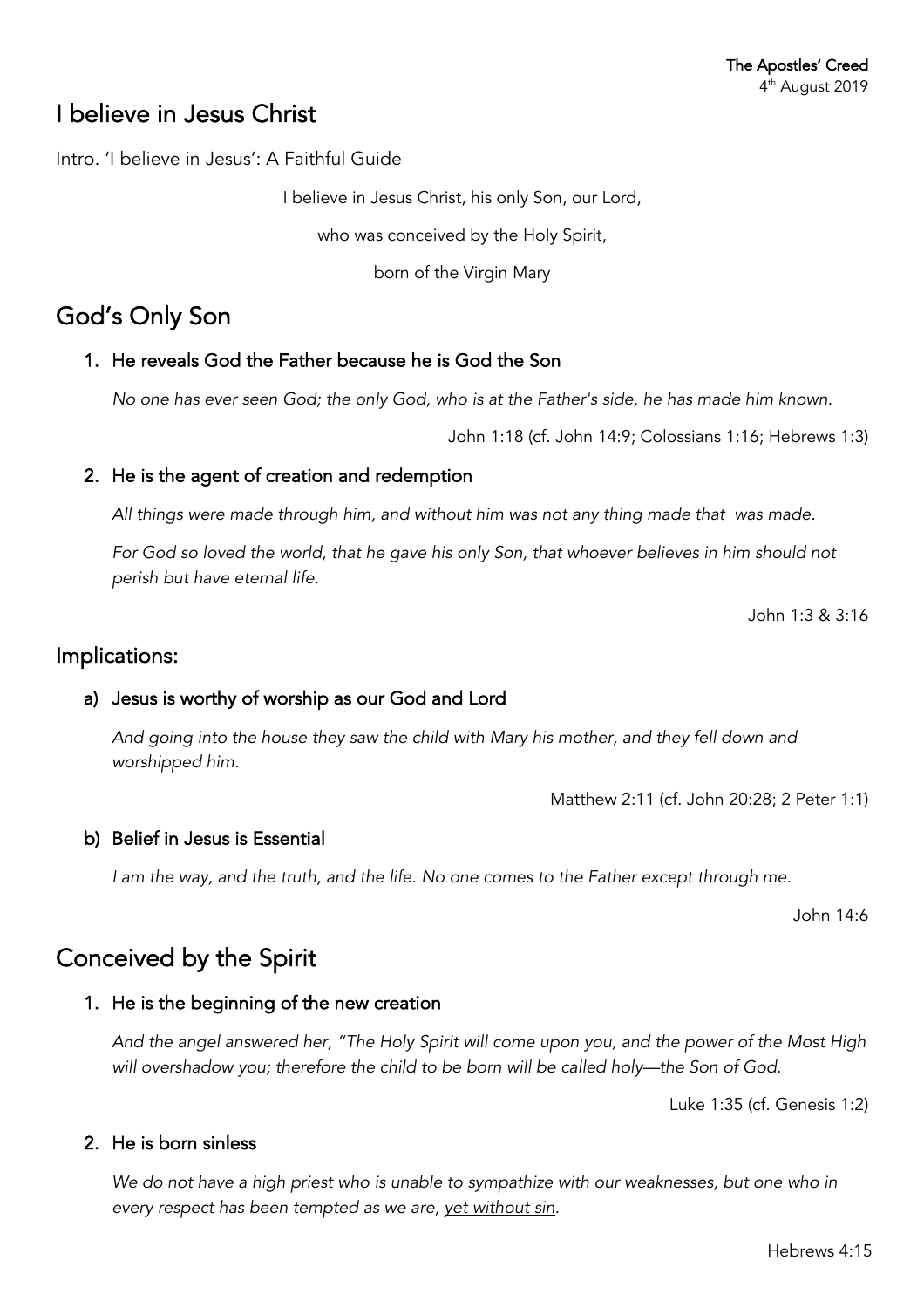**The Apostles' Creed**
4th August 2019

# I believe in Jesus Christ

Intro. 'I believe in Jesus': A Faithful Guide

I believe in Jesus Christ, his only Son, our Lord,

who was conceived by the Holy Spirit,

born of the Virgin Mary

# God's Only Son

### 1. He reveals God the Father because he is God the Son

*No one has ever seen God; the only God, who is at the Father's side, he has made him known.*

John 1:18 (cf. John 14:9; Colossians 1:16; Hebrews 1:3)

### 2. He is the agent of creation and redemption

*All things were made through him, and without him was not any thing made that was made.*

*For God so loved the world, that he gave his only Son, that whoever believes in him should not perish but have eternal life.*

John 1:3 & 3:16

## Implications:

### a) Jesus is worthy of worship as our God and Lord

*And going into the house they saw the child with Mary his mother, and they fell down and worshipped him.*

Matthew 2:11 (cf. John 20:28; 2 Peter 1:1)

### b) Belief in Jesus is Essential

*I am the way, and the truth, and the life. No one comes to the Father except through me.*

John 14:6

# Conceived by the Spirit

### 1. He is the beginning of the new creation

*And the angel answered her, "The Holy Spirit will come upon you, and the power of the Most High will overshadow you; therefore the child to be born will be called holy—the Son of God.*

Luke 1:35 (cf. Genesis 1:2)

### 2. He is born sinless

*We do not have a high priest who is unable to sympathize with our weaknesses, but one who in every respect has been tempted as we are, <u>yet without sin</u>.*

Hebrews 4:15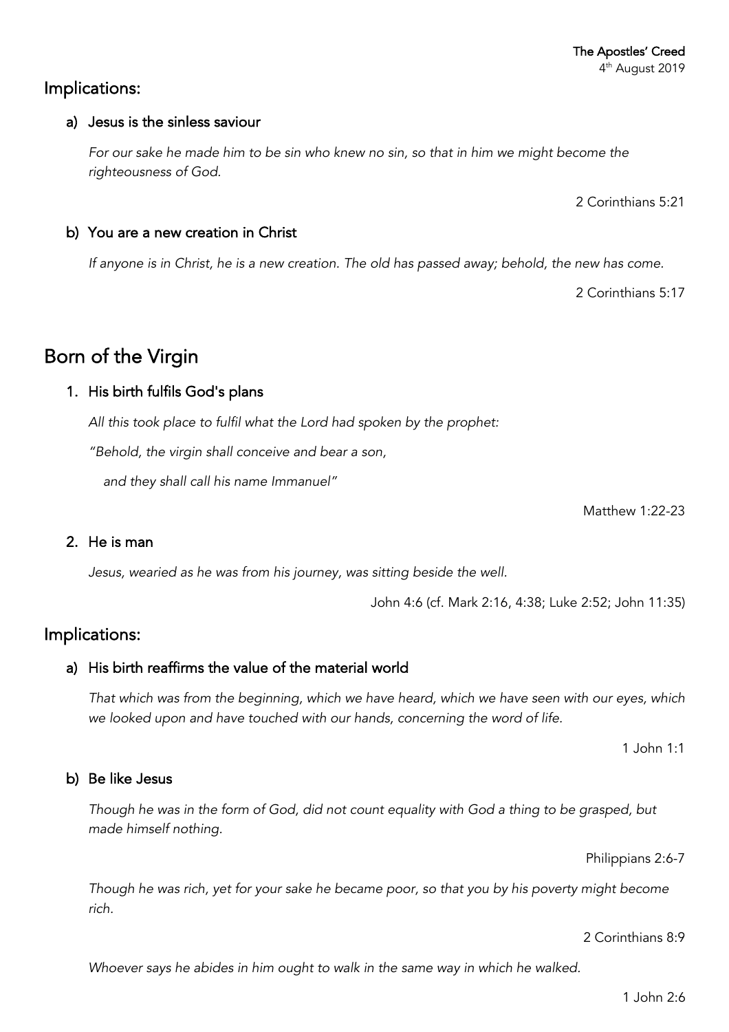## Implications:

### a) Jesus is the sinless saviour

*For our sake he made him to be sin who knew no sin, so that in him we might become the righteousness of God.*

2 Corinthians 5:21

### b) You are a new creation in Christ

*If anyone is in Christ, he is a new creation. The old has passed away; behold, the new has come.*

2 Corinthians 5:17

# Born of the Virgin

### 1. His birth fulfils God's plans

*All this took place to fulfil what the Lord had spoken by the prophet:*

*"Behold, the virgin shall conceive and bear a son,*

*and they shall call his name Immanuel"*

Matthew 1:22-23

### 2. He is man

*Jesus, wearied as he was from his journey, was sitting beside the well.*

John 4:6 (cf. Mark 2:16, 4:38; Luke 2:52; John 11:35)

## Implications:

### a) His birth reaffirms the value of the material world

*That which was from the beginning, which we have heard, which we have seen with our eyes, which we looked upon and have touched with our hands, concerning the word of life.*

1 John 1:1

### b) Be like Jesus

*Though he was in the form of God, did not count equality with God a thing to be grasped, but made himself nothing.*

Philippians 2:6-7

*Though he was rich, yet for your sake he became poor, so that you by his poverty might become rich.*

2 Corinthians 8:9

*Whoever says he abides in him ought to walk in the same way in which he walked.*

1 John 2:6